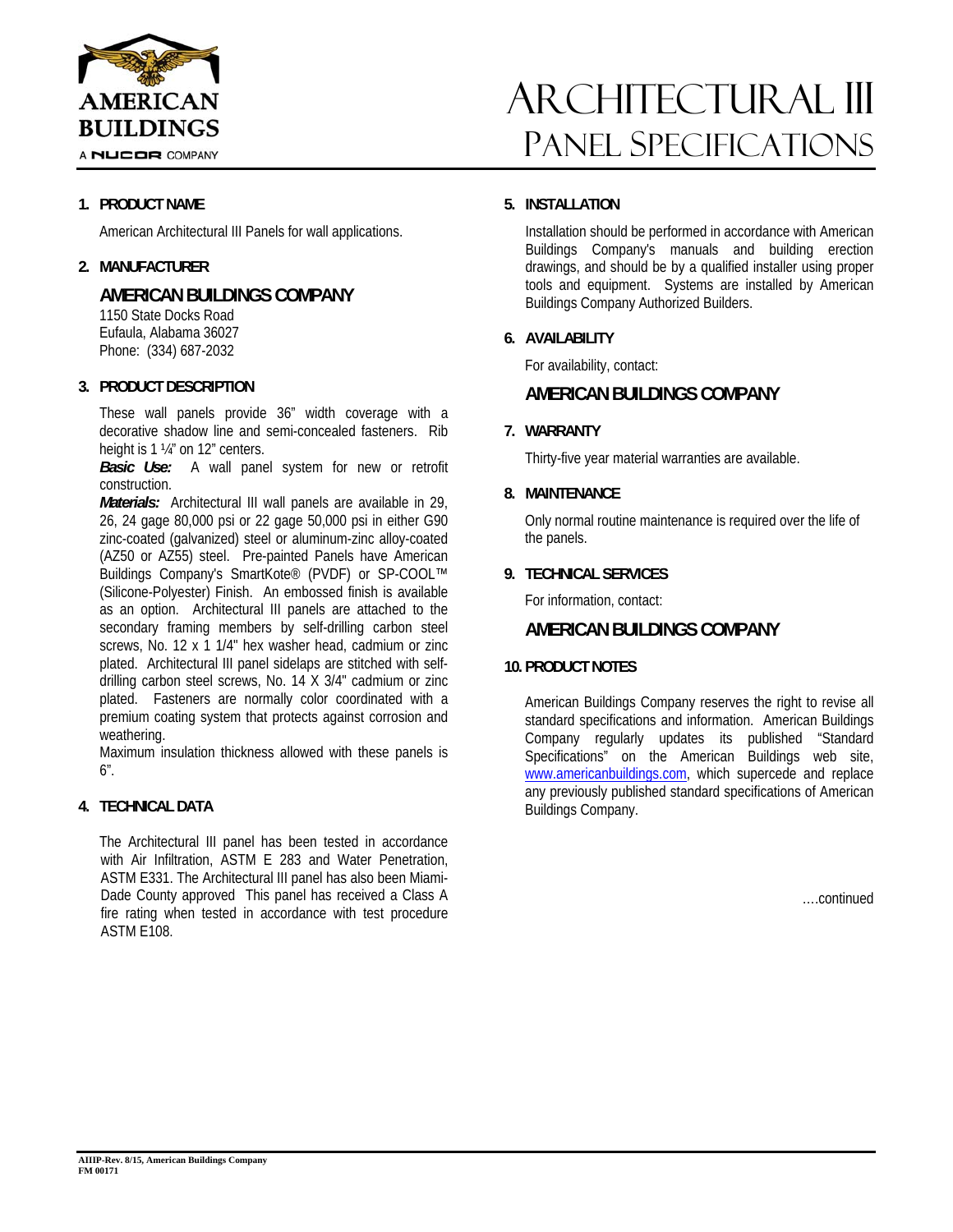AMERICAN BUILDINGS

A NUCOR COMPANY

# Architectural III Panel Specifications

## 1. PRODUCT NAME

American Architectural III Panels for wall applications.

## 2. MANUFACTURER

### AMERICAN BUILDINGS COMPANY

1150 State Docks Road
Eufaula, Alabama 36027
Phone: (334) 687-2032

## 3. PRODUCT DESCRIPTION

These wall panels provide 36" width coverage with a decorative shadow line and semi-concealed fasteners. Rib height is 1 ¼" on 12" centers.

***Basic Use:*** A wall panel system for new or retrofit construction.

***Materials:*** Architectural III wall panels are available in 29, 26, 24 gage 80,000 psi or 22 gage 50,000 psi in either G90 zinc-coated (galvanized) steel or aluminum-zinc alloy-coated (AZ50 or AZ55) steel. Pre-painted Panels have American Buildings Company's SmartKote® (PVDF) or SP-COOL™ (Silicone-Polyester) Finish. An embossed finish is available as an option. Architectural III panels are attached to the secondary framing members by self-drilling carbon steel screws, No. 12 x 1 1/4" hex washer head, cadmium or zinc plated. Architectural III panel sidelaps are stitched with self-drilling carbon steel screws, No. 14 X 3/4" cadmium or zinc plated. Fasteners are normally color coordinated with a premium coating system that protects against corrosion and weathering.

Maximum insulation thickness allowed with these panels is 6".

## 4. TECHNICAL DATA

The Architectural III panel has been tested in accordance with Air Infiltration, ASTM E 283 and Water Penetration, ASTM E331. The Architectural III panel has also been Miami-Dade County approved This panel has received a Class A fire rating when tested in accordance with test procedure ASTM E108.

## 5. INSTALLATION

Installation should be performed in accordance with American Buildings Company's manuals and building erection drawings, and should be by a qualified installer using proper tools and equipment. Systems are installed by American Buildings Company Authorized Builders.

## 6. AVAILABILITY

For availability, contact:

### AMERICAN BUILDINGS COMPANY

## 7. WARRANTY

Thirty-five year material warranties are available.

## 8. MAINTENANCE

Only normal routine maintenance is required over the life of the panels.

## 9. TECHNICAL SERVICES

For information, contact:

### AMERICAN BUILDINGS COMPANY

## 10. PRODUCT NOTES

American Buildings Company reserves the right to revise all standard specifications and information. American Buildings Company regularly updates its published "Standard Specifications" on the American Buildings web site, www.americanbuildings.com, which supercede and replace any previously published standard specifications of American Buildings Company.

….continued

AIIIP-Rev. 8/15, American Buildings Company
FM 00171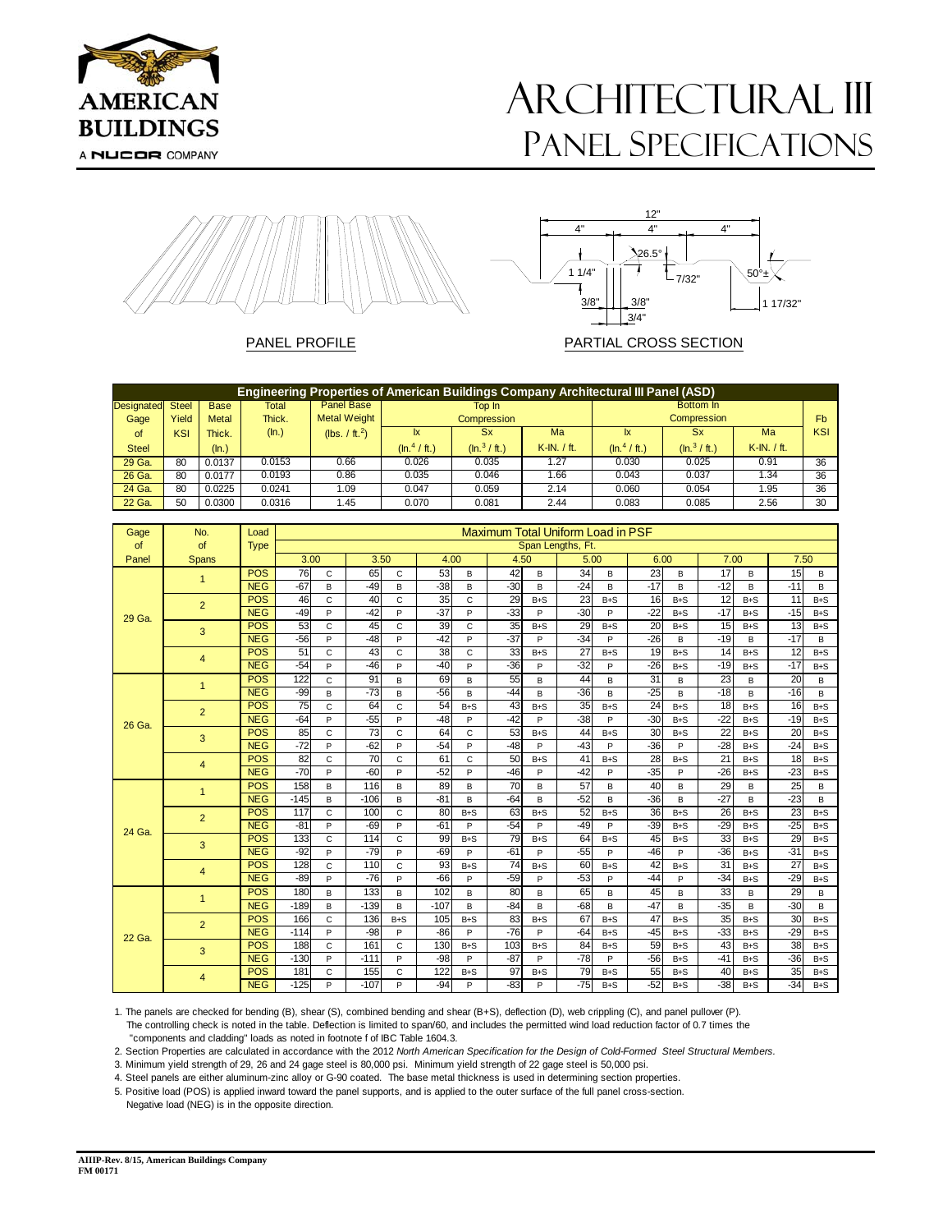# ARCHITECTURAL III
## PANEL SPECIFICATIONS

AMERICAN BUILDINGS
A NUCOR COMPANY

12"
4" 4" 4"
26.5°
1 1/4"
7/32"
50°±
3/8" 3/8"
3/4"
1 17/32"

PANEL PROFILE

PARTIAL CROSS SECTION

**Engineering Properties of American Buildings Company Architectural III Panel (ASD)**

| Designated Gage of Steel | Steel Yield KSI | Base Metal Thick. (In.) | Total Thick. (In.) | Panel Base Metal Weight (lbs. / ft.$^2$) | Top In Compression | | | Bottom In Compression | | | Fb KSI |
|---|---|---|---|---|---|---|---|---|---|---|---|
| | | | | | Ix (In.$^4$ / ft.) | Sx (In.$^3$ / ft.) | Ma K-IN. / ft. | Ix (In.$^4$ / ft.) | Sx (In.$^3$ / ft.) | Ma K-IN. / ft. | |
| 29 Ga. | 80 | 0.0137 | 0.0153 | 0.66 | 0.026 | 0.035 | 1.27 | 0.030 | 0.025 | 0.91 | 36 |
| 26 Ga. | 80 | 0.0177 | 0.0193 | 0.86 | 0.035 | 0.046 | 1.66 | 0.043 | 0.037 | 1.34 | 36 |
| 24 Ga. | 80 | 0.0225 | 0.0241 | 1.09 | 0.047 | 0.059 | 2.14 | 0.060 | 0.054 | 1.95 | 36 |
| 22 Ga. | 50 | 0.0300 | 0.0316 | 1.45 | 0.070 | 0.081 | 2.44 | 0.083 | 0.085 | 2.56 | 30 |

**Maximum Total Uniform Load in PSF**

| Gage of Panel | No. of Spans | Load Type | Span Lengths, Ft. 3.00 | | 3.50 | | 4.00 | | 4.50 | | 5.00 | | 6.00 | | 7.00 | | 7.50 | |
|---|---|---|---|---|---|---|---|---|---|---|---|---|---|---|---|---|---|---|
| 29 Ga. | 1 | POS | 76 | C | 65 | C | 53 | B | 42 | B | 34 | B | 23 | B | 17 | B | 15 | B |
| | | NEG | -67 | B | -49 | B | -38 | B | -30 | B | -24 | B | -17 | B | -12 | B | -11 | B |
| | 2 | POS | 46 | C | 40 | C | 35 | C | 29 | B+S | 23 | B+S | 16 | B+S | 12 | B+S | 11 | B+S |
| | | NEG | -49 | P | -42 | P | -37 | P | -33 | P | -30 | P | -22 | B+S | -17 | B+S | -15 | B+S |
| | 3 | POS | 53 | C | 45 | C | 39 | C | 35 | B+S | 29 | B+S | 20 | B+S | 15 | B+S | 13 | B+S |
| | | NEG | -56 | P | -48 | P | -42 | P | -37 | P | -34 | P | -26 | B | -19 | B | -17 | B |
| | 4 | POS | 51 | C | 43 | C | 39 | C | 33 | B+S | 27 | B+S | 19 | B+S | 14 | B+S | 12 | B+S |
| | | NEG | -54 | P | -46 | P | -40 | P | -36 | P | -32 | P | -26 | B+S | -19 | B+S | -17 | B+S |
| 26 Ga. | 1 | POS | 122 | C | 91 | B | 69 | B | 55 | B | 44 | B | 31 | B | 23 | B | 20 | B |
| | | NEG | -99 | B | -73 | B | -56 | B | -44 | B | -36 | B | -25 | B | -18 | B | -16 | B |
| | 2 | POS | 75 | C | 64 | C | 54 | B+S | 43 | B+S | 35 | B+S | 24 | B+S | 18 | B+S | 16 | B+S |
| | | NEG | -64 | P | -55 | P | -48 | P | -42 | P | -38 | P | -30 | B+S | -22 | B+S | -19 | B+S |
| | 3 | POS | 85 | C | 73 | C | 64 | C | 53 | B+S | 44 | B+S | 30 | B+S | 22 | B+S | 20 | B+S |
| | | NEG | -72 | P | -62 | P | -54 | P | -48 | P | -43 | P | -36 | P | -28 | B+S | -24 | B+S |
| | 4 | POS | 82 | C | 70 | C | 61 | C | 50 | B+S | 41 | B+S | 28 | B+S | 21 | B+S | 18 | B+S |
| | | NEG | -70 | P | -60 | P | -52 | P | -46 | P | -42 | P | -35 | P | -26 | B+S | -23 | B+S |
| 24 Ga. | 1 | POS | 158 | B | 116 | B | 89 | B | 70 | B | 57 | B | 40 | B | 29 | B | 25 | B |
| | | NEG | -145 | B | -106 | B | -81 | B | -64 | B | -52 | B | -36 | B | -27 | B | -23 | B |
| | 2 | POS | 117 | C | 100 | C | 80 | B+S | 63 | B+S | 52 | B+S | 36 | B+S | 26 | B+S | 23 | B+S |
| | | NEG | -81 | P | -69 | P | -61 | P | -54 | P | -49 | P | -39 | B+S | -29 | B+S | -25 | B+S |
| | 3 | POS | 133 | C | 114 | C | 99 | B+S | 79 | B+S | 64 | B+S | 45 | B+S | 33 | B+S | 29 | B+S |
| | | NEG | -92 | P | -79 | P | -69 | P | -61 | P | -55 | P | -46 | P | -36 | B+S | -31 | B+S |
| | 4 | POS | 128 | C | 110 | C | 93 | B+S | 74 | B+S | 60 | B+S | 42 | B+S | 31 | B+S | 27 | B+S |
| | | NEG | -89 | P | -76 | P | -66 | P | -59 | P | -53 | P | -44 | P | -34 | B+S | -29 | B+S |
| 22 Ga. | 1 | POS | 180 | B | 133 | B | 102 | B | 80 | B | 65 | B | 45 | B | 33 | B | 29 | B |
| | | NEG | -189 | B | -139 | B | -107 | B | -84 | B | -68 | B | -47 | B | -35 | B | -30 | B |
| | 2 | POS | 166 | C | 136 | B+S | 105 | B+S | 83 | B+S | 67 | B+S | 47 | B+S | 35 | B+S | 30 | B+S |
| | | NEG | -114 | P | -98 | P | -86 | P | -76 | P | -64 | B+S | -45 | B+S | -33 | B+S | -29 | B+S |
| | 3 | POS | 188 | C | 161 | C | 130 | B+S | 103 | B+S | 84 | B+S | 59 | B+S | 43 | B+S | 38 | B+S |
| | | NEG | -130 | P | -111 | P | -98 | P | -87 | P | -78 | P | -56 | B+S | -41 | B+S | -36 | B+S |
| | 4 | POS | 181 | C | 155 | C | 122 | B+S | 97 | B+S | 79 | B+S | 55 | B+S | 40 | B+S | 35 | B+S |
| | | NEG | -125 | P | -107 | P | -94 | P | -83 | P | -75 | B+S | -52 | B+S | -38 | B+S | -34 | B+S |

1. The panels are checked for bending (B), shear (S), combined bending and shear (B+S), deflection (D), web crippling (C), and panel pullover (P). The controlling check is noted in the table. Deflection is limited to span/60, and includes the permitted wind load reduction factor of 0.7 times the "components and cladding" loads as noted in footnote f of IBC Table 1604.3.
2. Section Properties are calculated in accordance with the 2012 *North American Specification for the Design of Cold-Formed Steel Structural Members.*
3. Minimum yield strength of 29, 26 and 24 gage steel is 80,000 psi. Minimum yield strength of 22 gage steel is 50,000 psi.
4. Steel panels are either aluminum-zinc alloy or G-90 coated. The base metal thickness is used in determining section properties.
5. Positive load (POS) is applied inward toward the panel supports, and is applied to the outer surface of the full panel cross-section. Negative load (NEG) is in the opposite direction.

**AIIIP-Rev. 8/15, American Buildings Company**
**FM 00171**